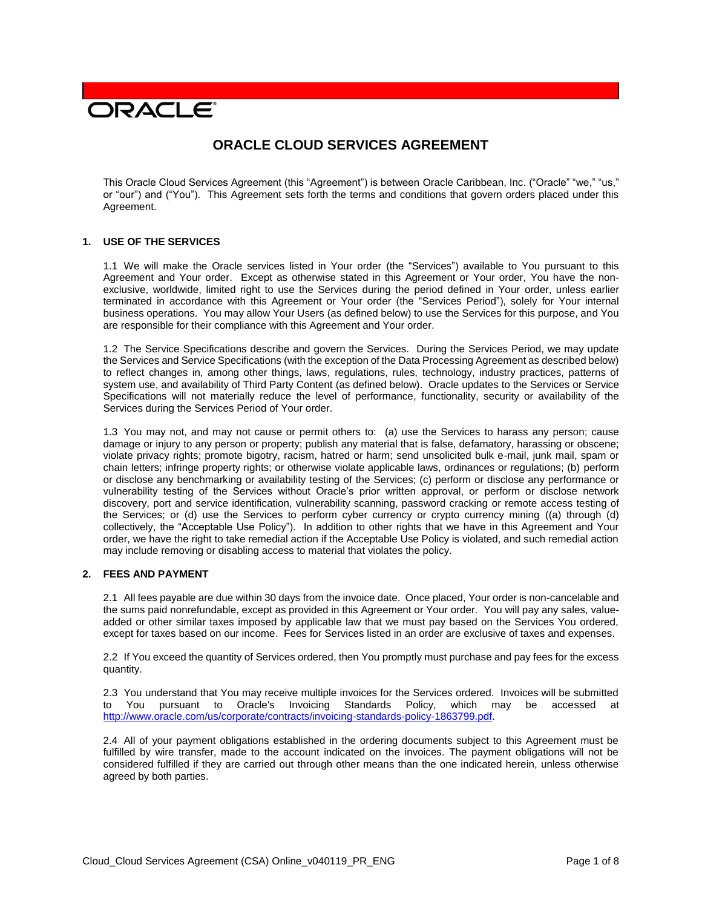ORACLE

# ORACLE CLOUD SERVICES AGREEMENT

This Oracle Cloud Services Agreement (this "Agreement") is between Oracle Caribbean, Inc. ("Oracle" "we," "us," or "our") and ("You"). This Agreement sets forth the terms and conditions that govern orders placed under this Agreement.

## 1. USE OF THE SERVICES

1.1 We will make the Oracle services listed in Your order (the "Services") available to You pursuant to this Agreement and Your order. Except as otherwise stated in this Agreement or Your order, You have the non-exclusive, worldwide, limited right to use the Services during the period defined in Your order, unless earlier terminated in accordance with this Agreement or Your order (the "Services Period"), solely for Your internal business operations. You may allow Your Users (as defined below) to use the Services for this purpose, and You are responsible for their compliance with this Agreement and Your order.

1.2 The Service Specifications describe and govern the Services. During the Services Period, we may update the Services and Service Specifications (with the exception of the Data Processing Agreement as described below) to reflect changes in, among other things, laws, regulations, rules, technology, industry practices, patterns of system use, and availability of Third Party Content (as defined below). Oracle updates to the Services or Service Specifications will not materially reduce the level of performance, functionality, security or availability of the Services during the Services Period of Your order.

1.3 You may not, and may not cause or permit others to: (a) use the Services to harass any person; cause damage or injury to any person or property; publish any material that is false, defamatory, harassing or obscene; violate privacy rights; promote bigotry, racism, hatred or harm; send unsolicited bulk e-mail, junk mail, spam or chain letters; infringe property rights; or otherwise violate applicable laws, ordinances or regulations; (b) perform or disclose any benchmarking or availability testing of the Services; (c) perform or disclose any performance or vulnerability testing of the Services without Oracle's prior written approval, or perform or disclose network discovery, port and service identification, vulnerability scanning, password cracking or remote access testing of the Services; or (d) use the Services to perform cyber currency or crypto currency mining ((a) through (d) collectively, the "Acceptable Use Policy"). In addition to other rights that we have in this Agreement and Your order, we have the right to take remedial action if the Acceptable Use Policy is violated, and such remedial action may include removing or disabling access to material that violates the policy.

## 2. FEES AND PAYMENT

2.1 All fees payable are due within 30 days from the invoice date. Once placed, Your order is non-cancelable and the sums paid nonrefundable, except as provided in this Agreement or Your order. You will pay any sales, value-added or other similar taxes imposed by applicable law that we must pay based on the Services You ordered, except for taxes based on our income. Fees for Services listed in an order are exclusive of taxes and expenses.

2.2 If You exceed the quantity of Services ordered, then You promptly must purchase and pay fees for the excess quantity.

2.3 You understand that You may receive multiple invoices for the Services ordered. Invoices will be submitted to You pursuant to Oracle's Invoicing Standards Policy, which may be accessed at http://www.oracle.com/us/corporate/contracts/invoicing-standards-policy-1863799.pdf.

2.4 All of your payment obligations established in the ordering documents subject to this Agreement must be fulfilled by wire transfer, made to the account indicated on the invoices. The payment obligations will not be considered fulfilled if they are carried out through other means than the one indicated herein, unless otherwise agreed by both parties.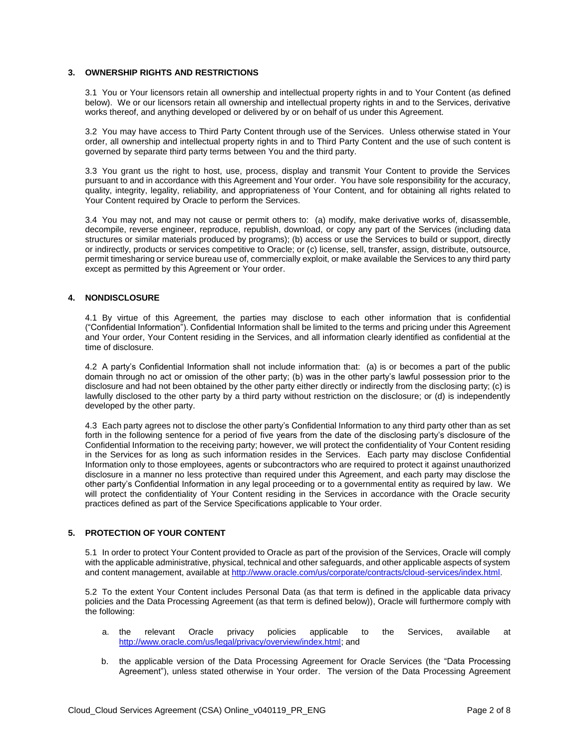## 3. OWNERSHIP RIGHTS AND RESTRICTIONS

3.1 You or Your licensors retain all ownership and intellectual property rights in and to Your Content (as defined below). We or our licensors retain all ownership and intellectual property rights in and to the Services, derivative works thereof, and anything developed or delivered by or on behalf of us under this Agreement.

3.2 You may have access to Third Party Content through use of the Services. Unless otherwise stated in Your order, all ownership and intellectual property rights in and to Third Party Content and the use of such content is governed by separate third party terms between You and the third party.

3.3 You grant us the right to host, use, process, display and transmit Your Content to provide the Services pursuant to and in accordance with this Agreement and Your order. You have sole responsibility for the accuracy, quality, integrity, legality, reliability, and appropriateness of Your Content, and for obtaining all rights related to Your Content required by Oracle to perform the Services.

3.4 You may not, and may not cause or permit others to: (a) modify, make derivative works of, disassemble, decompile, reverse engineer, reproduce, republish, download, or copy any part of the Services (including data structures or similar materials produced by programs); (b) access or use the Services to build or support, directly or indirectly, products or services competitive to Oracle; or (c) license, sell, transfer, assign, distribute, outsource, permit timesharing or service bureau use of, commercially exploit, or make available the Services to any third party except as permitted by this Agreement or Your order.

## 4. NONDISCLOSURE

4.1 By virtue of this Agreement, the parties may disclose to each other information that is confidential ("Confidential Information"). Confidential Information shall be limited to the terms and pricing under this Agreement and Your order, Your Content residing in the Services, and all information clearly identified as confidential at the time of disclosure.

4.2 A party's Confidential Information shall not include information that: (a) is or becomes a part of the public domain through no act or omission of the other party; (b) was in the other party's lawful possession prior to the disclosure and had not been obtained by the other party either directly or indirectly from the disclosing party; (c) is lawfully disclosed to the other party by a third party without restriction on the disclosure; or (d) is independently developed by the other party.

4.3 Each party agrees not to disclose the other party's Confidential Information to any third party other than as set forth in the following sentence for a period of five years from the date of the disclosing party's disclosure of the Confidential Information to the receiving party; however, we will protect the confidentiality of Your Content residing in the Services for as long as such information resides in the Services. Each party may disclose Confidential Information only to those employees, agents or subcontractors who are required to protect it against unauthorized disclosure in a manner no less protective than required under this Agreement, and each party may disclose the other party's Confidential Information in any legal proceeding or to a governmental entity as required by law. We will protect the confidentiality of Your Content residing in the Services in accordance with the Oracle security practices defined as part of the Service Specifications applicable to Your order.

## 5. PROTECTION OF YOUR CONTENT

5.1 In order to protect Your Content provided to Oracle as part of the provision of the Services, Oracle will comply with the applicable administrative, physical, technical and other safeguards, and other applicable aspects of system and content management, available at http://www.oracle.com/us/corporate/contracts/cloud-services/index.html.

5.2 To the extent Your Content includes Personal Data (as that term is defined in the applicable data privacy policies and the Data Processing Agreement (as that term is defined below)), Oracle will furthermore comply with the following:

a. the relevant Oracle privacy policies applicable to the Services, available at http://www.oracle.com/us/legal/privacy/overview/index.html; and

b. the applicable version of the Data Processing Agreement for Oracle Services (the "Data Processing Agreement"), unless stated otherwise in Your order. The version of the Data Processing Agreement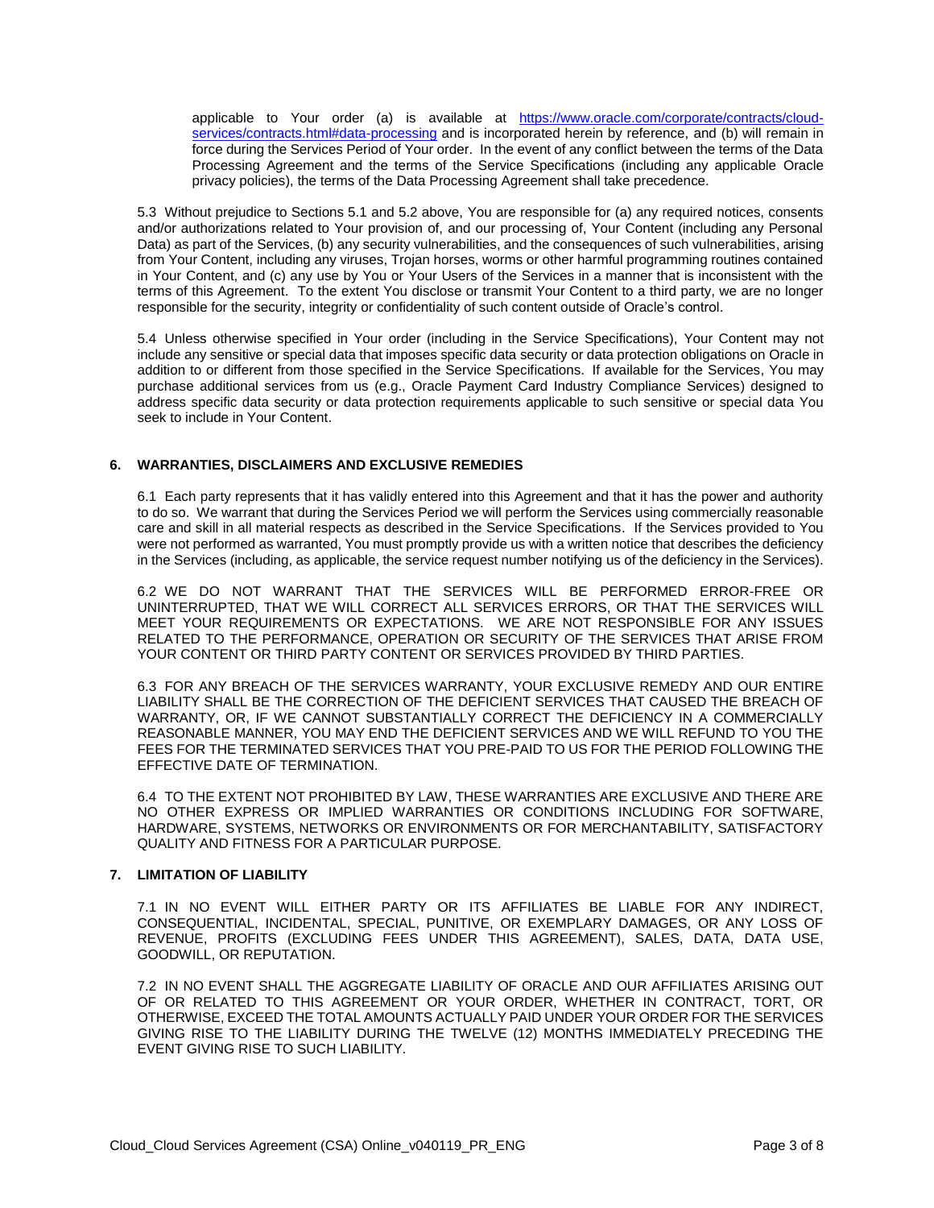applicable to Your order (a) is available at [https://www.oracle.com/corporate/contracts/cloud-services/contracts.html#data-processing](https://www.oracle.com/corporate/contracts/cloud-services/contracts.html#data-processing) and is incorporated herein by reference, and (b) will remain in force during the Services Period of Your order. In the event of any conflict between the terms of the Data Processing Agreement and the terms of the Service Specifications (including any applicable Oracle privacy policies), the terms of the Data Processing Agreement shall take precedence.

5.3 Without prejudice to Sections 5.1 and 5.2 above, You are responsible for (a) any required notices, consents and/or authorizations related to Your provision of, and our processing of, Your Content (including any Personal Data) as part of the Services, (b) any security vulnerabilities, and the consequences of such vulnerabilities, arising from Your Content, including any viruses, Trojan horses, worms or other harmful programming routines contained in Your Content, and (c) any use by You or Your Users of the Services in a manner that is inconsistent with the terms of this Agreement. To the extent You disclose or transmit Your Content to a third party, we are no longer responsible for the security, integrity or confidentiality of such content outside of Oracle's control.

5.4 Unless otherwise specified in Your order (including in the Service Specifications), Your Content may not include any sensitive or special data that imposes specific data security or data protection obligations on Oracle in addition to or different from those specified in the Service Specifications. If available for the Services, You may purchase additional services from us (e.g., Oracle Payment Card Industry Compliance Services) designed to address specific data security or data protection requirements applicable to such sensitive or special data You seek to include in Your Content.

## 6. WARRANTIES, DISCLAIMERS AND EXCLUSIVE REMEDIES

6.1 Each party represents that it has validly entered into this Agreement and that it has the power and authority to do so. We warrant that during the Services Period we will perform the Services using commercially reasonable care and skill in all material respects as described in the Service Specifications. If the Services provided to You were not performed as warranted, You must promptly provide us with a written notice that describes the deficiency in the Services (including, as applicable, the service request number notifying us of the deficiency in the Services).

6.2 WE DO NOT WARRANT THAT THE SERVICES WILL BE PERFORMED ERROR-FREE OR UNINTERRUPTED, THAT WE WILL CORRECT ALL SERVICES ERRORS, OR THAT THE SERVICES WILL MEET YOUR REQUIREMENTS OR EXPECTATIONS. WE ARE NOT RESPONSIBLE FOR ANY ISSUES RELATED TO THE PERFORMANCE, OPERATION OR SECURITY OF THE SERVICES THAT ARISE FROM YOUR CONTENT OR THIRD PARTY CONTENT OR SERVICES PROVIDED BY THIRD PARTIES.

6.3 FOR ANY BREACH OF THE SERVICES WARRANTY, YOUR EXCLUSIVE REMEDY AND OUR ENTIRE LIABILITY SHALL BE THE CORRECTION OF THE DEFICIENT SERVICES THAT CAUSED THE BREACH OF WARRANTY, OR, IF WE CANNOT SUBSTANTIALLY CORRECT THE DEFICIENCY IN A COMMERCIALLY REASONABLE MANNER, YOU MAY END THE DEFICIENT SERVICES AND WE WILL REFUND TO YOU THE FEES FOR THE TERMINATED SERVICES THAT YOU PRE-PAID TO US FOR THE PERIOD FOLLOWING THE EFFECTIVE DATE OF TERMINATION.

6.4 TO THE EXTENT NOT PROHIBITED BY LAW, THESE WARRANTIES ARE EXCLUSIVE AND THERE ARE NO OTHER EXPRESS OR IMPLIED WARRANTIES OR CONDITIONS INCLUDING FOR SOFTWARE, HARDWARE, SYSTEMS, NETWORKS OR ENVIRONMENTS OR FOR MERCHANTABILITY, SATISFACTORY QUALITY AND FITNESS FOR A PARTICULAR PURPOSE.

## 7. LIMITATION OF LIABILITY

7.1 IN NO EVENT WILL EITHER PARTY OR ITS AFFILIATES BE LIABLE FOR ANY INDIRECT, CONSEQUENTIAL, INCIDENTAL, SPECIAL, PUNITIVE, OR EXEMPLARY DAMAGES, OR ANY LOSS OF REVENUE, PROFITS (EXCLUDING FEES UNDER THIS AGREEMENT), SALES, DATA, DATA USE, GOODWILL, OR REPUTATION.

7.2 IN NO EVENT SHALL THE AGGREGATE LIABILITY OF ORACLE AND OUR AFFILIATES ARISING OUT OF OR RELATED TO THIS AGREEMENT OR YOUR ORDER, WHETHER IN CONTRACT, TORT, OR OTHERWISE, EXCEED THE TOTAL AMOUNTS ACTUALLY PAID UNDER YOUR ORDER FOR THE SERVICES GIVING RISE TO THE LIABILITY DURING THE TWELVE (12) MONTHS IMMEDIATELY PRECEDING THE EVENT GIVING RISE TO SUCH LIABILITY.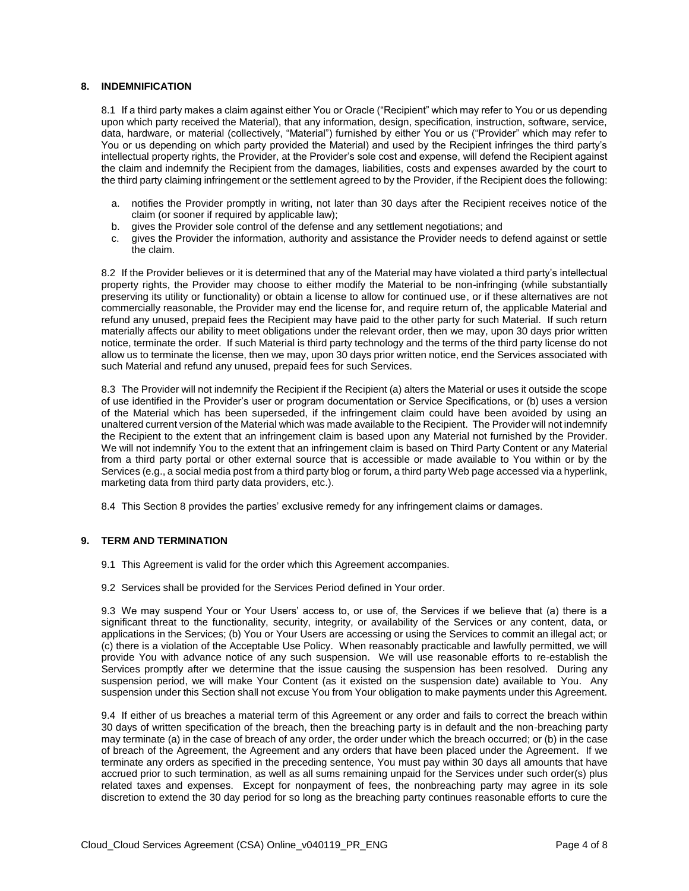## 8. INDEMNIFICATION

8.1 If a third party makes a claim against either You or Oracle ("Recipient" which may refer to You or us depending upon which party received the Material), that any information, design, specification, instruction, software, service, data, hardware, or material (collectively, "Material") furnished by either You or us ("Provider" which may refer to You or us depending on which party provided the Material) and used by the Recipient infringes the third party's intellectual property rights, the Provider, at the Provider's sole cost and expense, will defend the Recipient against the claim and indemnify the Recipient from the damages, liabilities, costs and expenses awarded by the court to the third party claiming infringement or the settlement agreed to by the Provider, if the Recipient does the following:

a. notifies the Provider promptly in writing, not later than 30 days after the Recipient receives notice of the claim (or sooner if required by applicable law);
b. gives the Provider sole control of the defense and any settlement negotiations; and
c. gives the Provider the information, authority and assistance the Provider needs to defend against or settle the claim.

8.2 If the Provider believes or it is determined that any of the Material may have violated a third party's intellectual property rights, the Provider may choose to either modify the Material to be non-infringing (while substantially preserving its utility or functionality) or obtain a license to allow for continued use, or if these alternatives are not commercially reasonable, the Provider may end the license for, and require return of, the applicable Material and refund any unused, prepaid fees the Recipient may have paid to the other party for such Material. If such return materially affects our ability to meet obligations under the relevant order, then we may, upon 30 days prior written notice, terminate the order. If such Material is third party technology and the terms of the third party license do not allow us to terminate the license, then we may, upon 30 days prior written notice, end the Services associated with such Material and refund any unused, prepaid fees for such Services.

8.3 The Provider will not indemnify the Recipient if the Recipient (a) alters the Material or uses it outside the scope of use identified in the Provider's user or program documentation or Service Specifications, or (b) uses a version of the Material which has been superseded, if the infringement claim could have been avoided by using an unaltered current version of the Material which was made available to the Recipient. The Provider will not indemnify the Recipient to the extent that an infringement claim is based upon any Material not furnished by the Provider. We will not indemnify You to the extent that an infringement claim is based on Third Party Content or any Material from a third party portal or other external source that is accessible or made available to You within or by the Services (e.g., a social media post from a third party blog or forum, a third party Web page accessed via a hyperlink, marketing data from third party data providers, etc.).

8.4 This Section 8 provides the parties' exclusive remedy for any infringement claims or damages.

## 9. TERM AND TERMINATION

9.1 This Agreement is valid for the order which this Agreement accompanies.

9.2 Services shall be provided for the Services Period defined in Your order.

9.3 We may suspend Your or Your Users' access to, or use of, the Services if we believe that (a) there is a significant threat to the functionality, security, integrity, or availability of the Services or any content, data, or applications in the Services; (b) You or Your Users are accessing or using the Services to commit an illegal act; or (c) there is a violation of the Acceptable Use Policy. When reasonably practicable and lawfully permitted, we will provide You with advance notice of any such suspension. We will use reasonable efforts to re-establish the Services promptly after we determine that the issue causing the suspension has been resolved. During any suspension period, we will make Your Content (as it existed on the suspension date) available to You. Any suspension under this Section shall not excuse You from Your obligation to make payments under this Agreement.

9.4 If either of us breaches a material term of this Agreement or any order and fails to correct the breach within 30 days of written specification of the breach, then the breaching party is in default and the non-breaching party may terminate (a) in the case of breach of any order, the order under which the breach occurred; or (b) in the case of breach of the Agreement, the Agreement and any orders that have been placed under the Agreement. If we terminate any orders as specified in the preceding sentence, You must pay within 30 days all amounts that have accrued prior to such termination, as well as all sums remaining unpaid for the Services under such order(s) plus related taxes and expenses. Except for nonpayment of fees, the nonbreaching party may agree in its sole discretion to extend the 30 day period for so long as the breaching party continues reasonable efforts to cure the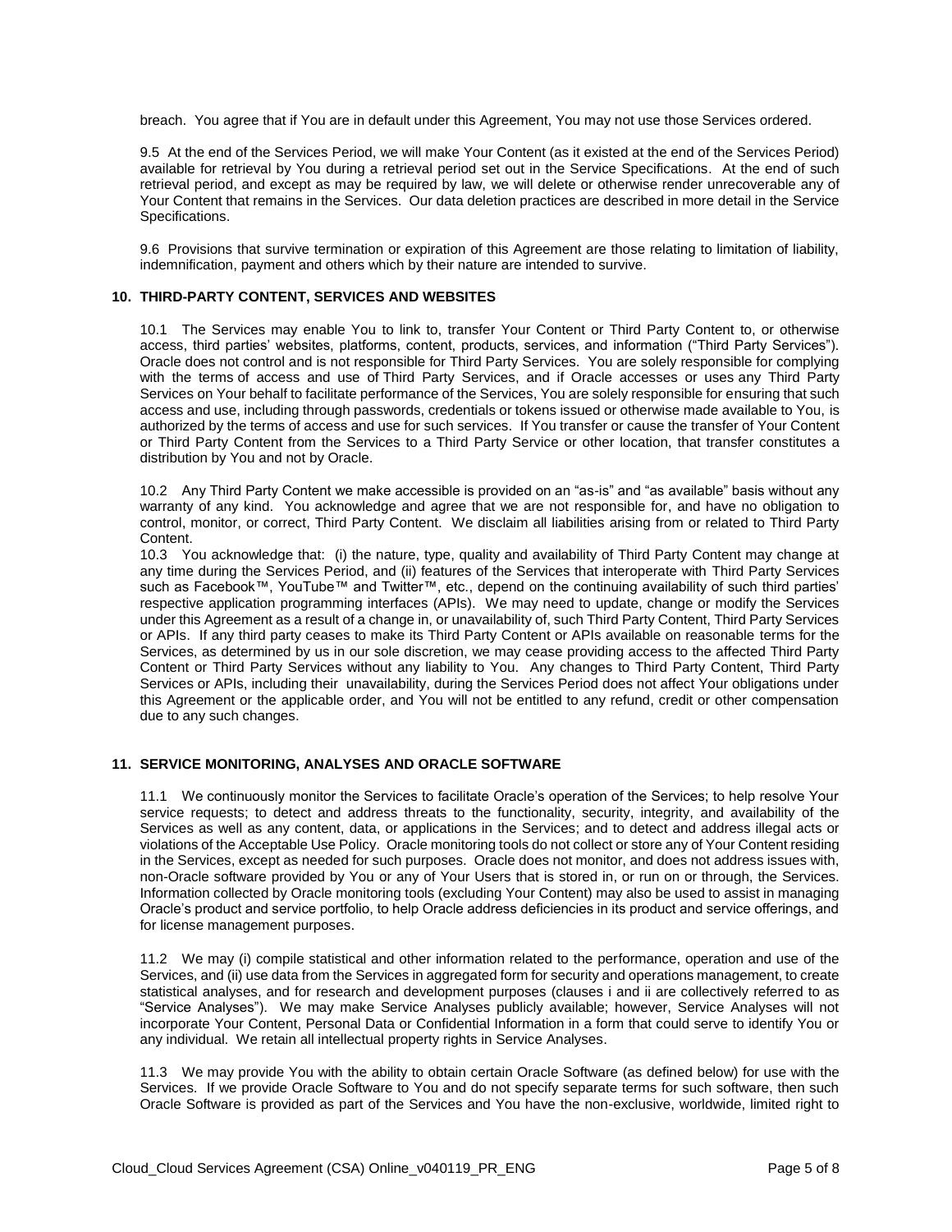breach. You agree that if You are in default under this Agreement, You may not use those Services ordered.

9.5 At the end of the Services Period, we will make Your Content (as it existed at the end of the Services Period) available for retrieval by You during a retrieval period set out in the Service Specifications. At the end of such retrieval period, and except as may be required by law, we will delete or otherwise render unrecoverable any of Your Content that remains in the Services. Our data deletion practices are described in more detail in the Service Specifications.

9.6 Provisions that survive termination or expiration of this Agreement are those relating to limitation of liability, indemnification, payment and others which by their nature are intended to survive.

## 10. THIRD-PARTY CONTENT, SERVICES AND WEBSITES

10.1 The Services may enable You to link to, transfer Your Content or Third Party Content to, or otherwise access, third parties' websites, platforms, content, products, services, and information ("Third Party Services"). Oracle does not control and is not responsible for Third Party Services. You are solely responsible for complying with the terms of access and use of Third Party Services, and if Oracle accesses or uses any Third Party Services on Your behalf to facilitate performance of the Services, You are solely responsible for ensuring that such access and use, including through passwords, credentials or tokens issued or otherwise made available to You, is authorized by the terms of access and use for such services. If You transfer or cause the transfer of Your Content or Third Party Content from the Services to a Third Party Service or other location, that transfer constitutes a distribution by You and not by Oracle.

10.2 Any Third Party Content we make accessible is provided on an "as-is" and "as available" basis without any warranty of any kind. You acknowledge and agree that we are not responsible for, and have no obligation to control, monitor, or correct, Third Party Content. We disclaim all liabilities arising from or related to Third Party Content.

10.3 You acknowledge that: (i) the nature, type, quality and availability of Third Party Content may change at any time during the Services Period, and (ii) features of the Services that interoperate with Third Party Services such as Facebook™, YouTube™ and Twitter™, etc., depend on the continuing availability of such third parties' respective application programming interfaces (APIs). We may need to update, change or modify the Services under this Agreement as a result of a change in, or unavailability of, such Third Party Content, Third Party Services or APIs. If any third party ceases to make its Third Party Content or APIs available on reasonable terms for the Services, as determined by us in our sole discretion, we may cease providing access to the affected Third Party Content or Third Party Services without any liability to You. Any changes to Third Party Content, Third Party Services or APIs, including their unavailability, during the Services Period does not affect Your obligations under this Agreement or the applicable order, and You will not be entitled to any refund, credit or other compensation due to any such changes.

## 11. SERVICE MONITORING, ANALYSES AND ORACLE SOFTWARE

11.1 We continuously monitor the Services to facilitate Oracle's operation of the Services; to help resolve Your service requests; to detect and address threats to the functionality, security, integrity, and availability of the Services as well as any content, data, or applications in the Services; and to detect and address illegal acts or violations of the Acceptable Use Policy. Oracle monitoring tools do not collect or store any of Your Content residing in the Services, except as needed for such purposes. Oracle does not monitor, and does not address issues with, non-Oracle software provided by You or any of Your Users that is stored in, or run on or through, the Services. Information collected by Oracle monitoring tools (excluding Your Content) may also be used to assist in managing Oracle's product and service portfolio, to help Oracle address deficiencies in its product and service offerings, and for license management purposes.

11.2 We may (i) compile statistical and other information related to the performance, operation and use of the Services, and (ii) use data from the Services in aggregated form for security and operations management, to create statistical analyses, and for research and development purposes (clauses i and ii are collectively referred to as "Service Analyses"). We may make Service Analyses publicly available; however, Service Analyses will not incorporate Your Content, Personal Data or Confidential Information in a form that could serve to identify You or any individual. We retain all intellectual property rights in Service Analyses.

11.3 We may provide You with the ability to obtain certain Oracle Software (as defined below) for use with the Services. If we provide Oracle Software to You and do not specify separate terms for such software, then such Oracle Software is provided as part of the Services and You have the non-exclusive, worldwide, limited right to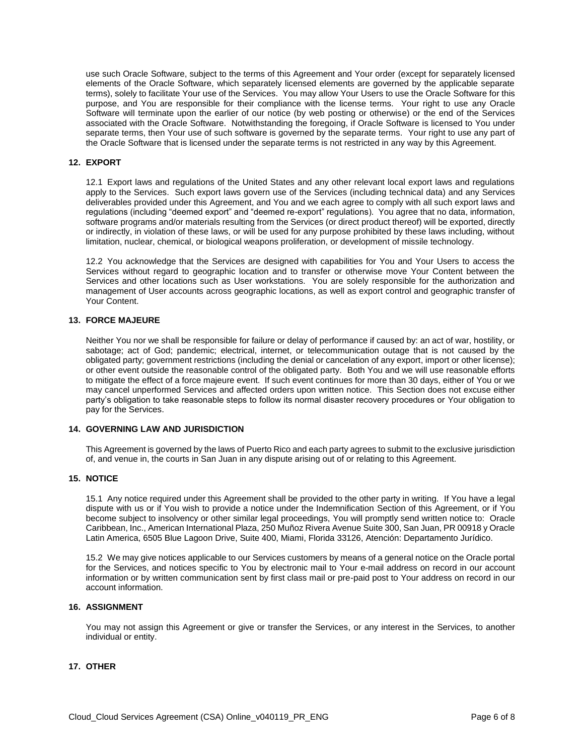use such Oracle Software, subject to the terms of this Agreement and Your order (except for separately licensed elements of the Oracle Software, which separately licensed elements are governed by the applicable separate terms), solely to facilitate Your use of the Services. You may allow Your Users to use the Oracle Software for this purpose, and You are responsible for their compliance with the license terms. Your right to use any Oracle Software will terminate upon the earlier of our notice (by web posting or otherwise) or the end of the Services associated with the Oracle Software. Notwithstanding the foregoing, if Oracle Software is licensed to You under separate terms, then Your use of such software is governed by the separate terms. Your right to use any part of the Oracle Software that is licensed under the separate terms is not restricted in any way by this Agreement.

## 12. EXPORT

12.1 Export laws and regulations of the United States and any other relevant local export laws and regulations apply to the Services. Such export laws govern use of the Services (including technical data) and any Services deliverables provided under this Agreement, and You and we each agree to comply with all such export laws and regulations (including "deemed export" and "deemed re-export" regulations). You agree that no data, information, software programs and/or materials resulting from the Services (or direct product thereof) will be exported, directly or indirectly, in violation of these laws, or will be used for any purpose prohibited by these laws including, without limitation, nuclear, chemical, or biological weapons proliferation, or development of missile technology.

12.2 You acknowledge that the Services are designed with capabilities for You and Your Users to access the Services without regard to geographic location and to transfer or otherwise move Your Content between the Services and other locations such as User workstations. You are solely responsible for the authorization and management of User accounts across geographic locations, as well as export control and geographic transfer of Your Content.

## 13. FORCE MAJEURE

Neither You nor we shall be responsible for failure or delay of performance if caused by: an act of war, hostility, or sabotage; act of God; pandemic; electrical, internet, or telecommunication outage that is not caused by the obligated party; government restrictions (including the denial or cancelation of any export, import or other license); or other event outside the reasonable control of the obligated party. Both You and we will use reasonable efforts to mitigate the effect of a force majeure event. If such event continues for more than 30 days, either of You or we may cancel unperformed Services and affected orders upon written notice. This Section does not excuse either party's obligation to take reasonable steps to follow its normal disaster recovery procedures or Your obligation to pay for the Services.

## 14. GOVERNING LAW AND JURISDICTION

This Agreement is governed by the laws of Puerto Rico and each party agrees to submit to the exclusive jurisdiction of, and venue in, the courts in San Juan in any dispute arising out of or relating to this Agreement.

## 15. NOTICE

15.1 Any notice required under this Agreement shall be provided to the other party in writing. If You have a legal dispute with us or if You wish to provide a notice under the Indemnification Section of this Agreement, or if You become subject to insolvency or other similar legal proceedings, You will promptly send written notice to: Oracle Caribbean, Inc., American International Plaza, 250 Muñoz Rivera Avenue Suite 300, San Juan, PR 00918 y Oracle Latin America, 6505 Blue Lagoon Drive, Suite 400, Miami, Florida 33126, Atención: Departamento Jurídico.

15.2 We may give notices applicable to our Services customers by means of a general notice on the Oracle portal for the Services, and notices specific to You by electronic mail to Your e-mail address on record in our account information or by written communication sent by first class mail or pre-paid post to Your address on record in our account information.

## 16. ASSIGNMENT

You may not assign this Agreement or give or transfer the Services, or any interest in the Services, to another individual or entity.

## 17. OTHER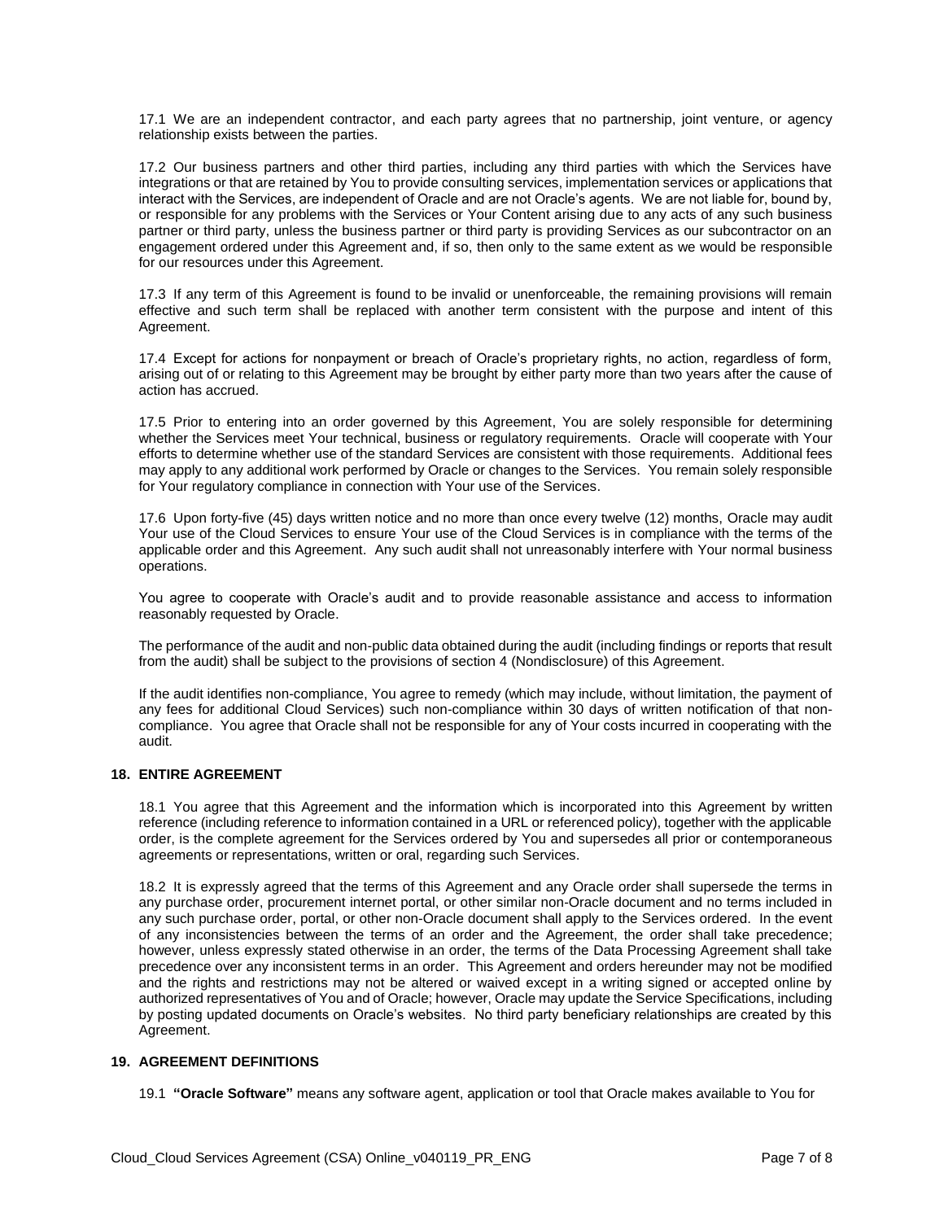17.1 We are an independent contractor, and each party agrees that no partnership, joint venture, or agency relationship exists between the parties.

17.2 Our business partners and other third parties, including any third parties with which the Services have integrations or that are retained by You to provide consulting services, implementation services or applications that interact with the Services, are independent of Oracle and are not Oracle's agents. We are not liable for, bound by, or responsible for any problems with the Services or Your Content arising due to any acts of any such business partner or third party, unless the business partner or third party is providing Services as our subcontractor on an engagement ordered under this Agreement and, if so, then only to the same extent as we would be responsible for our resources under this Agreement.

17.3 If any term of this Agreement is found to be invalid or unenforceable, the remaining provisions will remain effective and such term shall be replaced with another term consistent with the purpose and intent of this Agreement.

17.4 Except for actions for nonpayment or breach of Oracle's proprietary rights, no action, regardless of form, arising out of or relating to this Agreement may be brought by either party more than two years after the cause of action has accrued.

17.5 Prior to entering into an order governed by this Agreement, You are solely responsible for determining whether the Services meet Your technical, business or regulatory requirements. Oracle will cooperate with Your efforts to determine whether use of the standard Services are consistent with those requirements. Additional fees may apply to any additional work performed by Oracle or changes to the Services. You remain solely responsible for Your regulatory compliance in connection with Your use of the Services.

17.6 Upon forty-five (45) days written notice and no more than once every twelve (12) months, Oracle may audit Your use of the Cloud Services to ensure Your use of the Cloud Services is in compliance with the terms of the applicable order and this Agreement. Any such audit shall not unreasonably interfere with Your normal business operations.

You agree to cooperate with Oracle's audit and to provide reasonable assistance and access to information reasonably requested by Oracle.

The performance of the audit and non-public data obtained during the audit (including findings or reports that result from the audit) shall be subject to the provisions of section 4 (Nondisclosure) of this Agreement.

If the audit identifies non-compliance, You agree to remedy (which may include, without limitation, the payment of any fees for additional Cloud Services) such non-compliance within 30 days of written notification of that non-compliance. You agree that Oracle shall not be responsible for any of Your costs incurred in cooperating with the audit.

## 18. ENTIRE AGREEMENT

18.1 You agree that this Agreement and the information which is incorporated into this Agreement by written reference (including reference to information contained in a URL or referenced policy), together with the applicable order, is the complete agreement for the Services ordered by You and supersedes all prior or contemporaneous agreements or representations, written or oral, regarding such Services.

18.2 It is expressly agreed that the terms of this Agreement and any Oracle order shall supersede the terms in any purchase order, procurement internet portal, or other similar non-Oracle document and no terms included in any such purchase order, portal, or other non-Oracle document shall apply to the Services ordered. In the event of any inconsistencies between the terms of an order and the Agreement, the order shall take precedence; however, unless expressly stated otherwise in an order, the terms of the Data Processing Agreement shall take precedence over any inconsistent terms in an order. This Agreement and orders hereunder may not be modified and the rights and restrictions may not be altered or waived except in a writing signed or accepted online by authorized representatives of You and of Oracle; however, Oracle may update the Service Specifications, including by posting updated documents on Oracle's websites. No third party beneficiary relationships are created by this Agreement.

## 19. AGREEMENT DEFINITIONS

19.1 **"Oracle Software"** means any software agent, application or tool that Oracle makes available to You for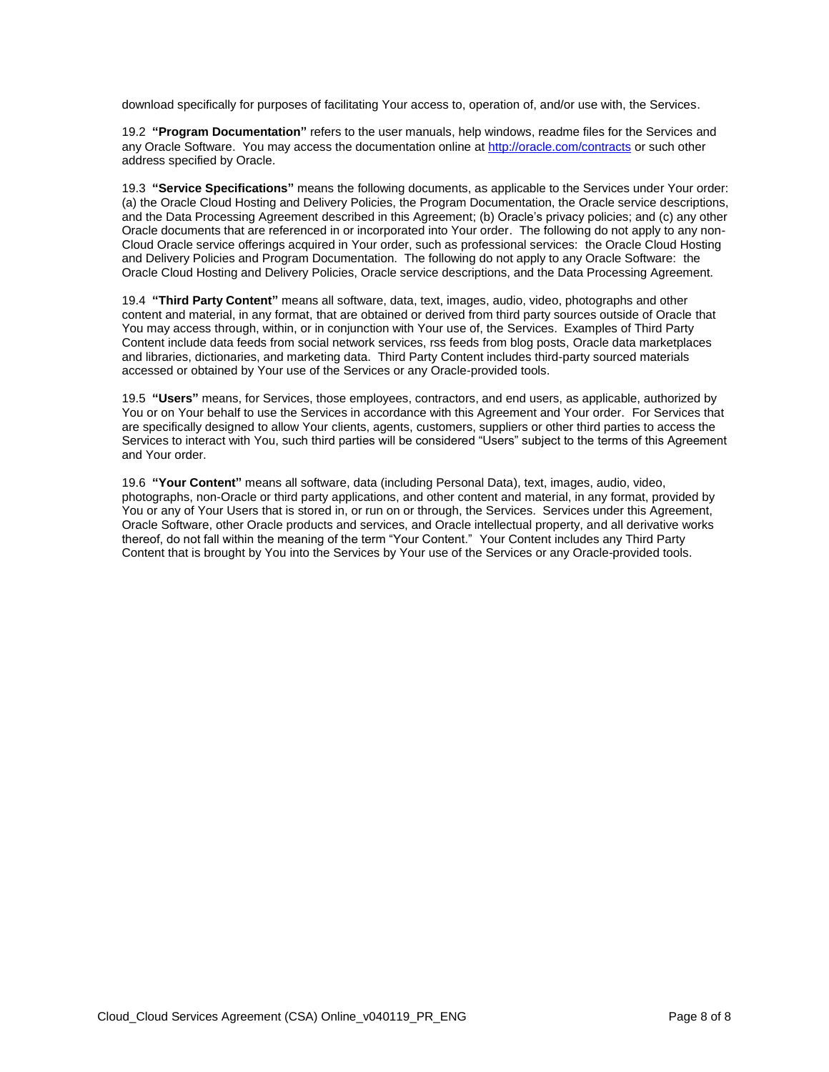download specifically for purposes of facilitating Your access to, operation of, and/or use with, the Services.

19.2 **"Program Documentation"** refers to the user manuals, help windows, readme files for the Services and any Oracle Software. You may access the documentation online at [http://oracle.com/contracts](http://oracle.com/contracts) or such other address specified by Oracle.

19.3 **"Service Specifications"** means the following documents, as applicable to the Services under Your order: (a) the Oracle Cloud Hosting and Delivery Policies, the Program Documentation, the Oracle service descriptions, and the Data Processing Agreement described in this Agreement; (b) Oracle's privacy policies; and (c) any other Oracle documents that are referenced in or incorporated into Your order. The following do not apply to any non-Cloud Oracle service offerings acquired in Your order, such as professional services: the Oracle Cloud Hosting and Delivery Policies and Program Documentation. The following do not apply to any Oracle Software: the Oracle Cloud Hosting and Delivery Policies, Oracle service descriptions, and the Data Processing Agreement.

19.4 **"Third Party Content"** means all software, data, text, images, audio, video, photographs and other content and material, in any format, that are obtained or derived from third party sources outside of Oracle that You may access through, within, or in conjunction with Your use of, the Services. Examples of Third Party Content include data feeds from social network services, rss feeds from blog posts, Oracle data marketplaces and libraries, dictionaries, and marketing data. Third Party Content includes third-party sourced materials accessed or obtained by Your use of the Services or any Oracle-provided tools.

19.5 **"Users"** means, for Services, those employees, contractors, and end users, as applicable, authorized by You or on Your behalf to use the Services in accordance with this Agreement and Your order. For Services that are specifically designed to allow Your clients, agents, customers, suppliers or other third parties to access the Services to interact with You, such third parties will be considered "Users" subject to the terms of this Agreement and Your order.

19.6 **"Your Content"** means all software, data (including Personal Data), text, images, audio, video, photographs, non-Oracle or third party applications, and other content and material, in any format, provided by You or any of Your Users that is stored in, or run on or through, the Services. Services under this Agreement, Oracle Software, other Oracle products and services, and Oracle intellectual property, and all derivative works thereof, do not fall within the meaning of the term "Your Content." Your Content includes any Third Party Content that is brought by You into the Services by Your use of the Services or any Oracle-provided tools.